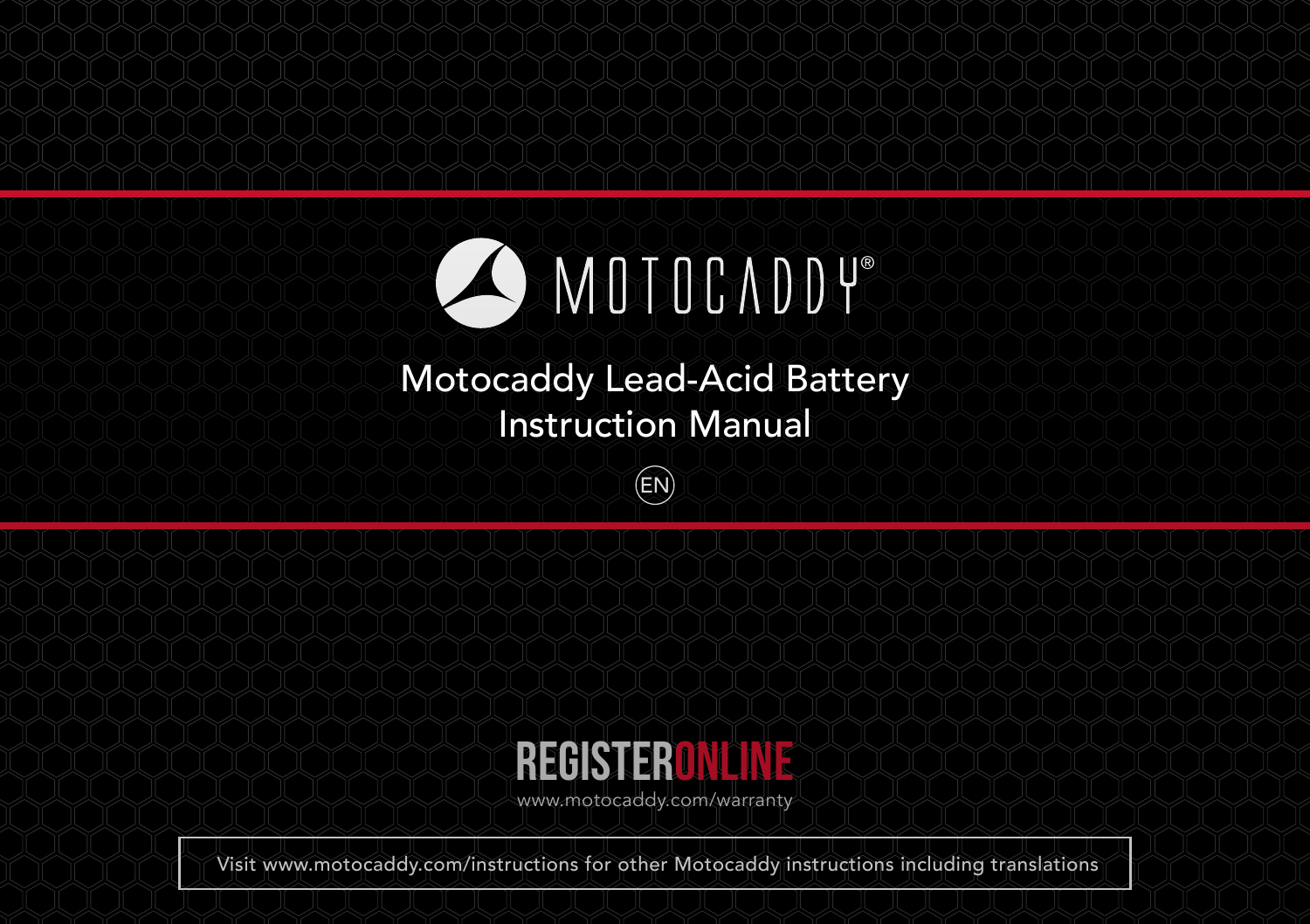MOTOCADDY®

# Motocaddy Lead-Acid Battery Instruction Manual

EN

**REGISTER ONLINE**

www.motocaddy.com/warranty

Visit www.motocaddy.com/instructions for other Motocaddy instructions including translations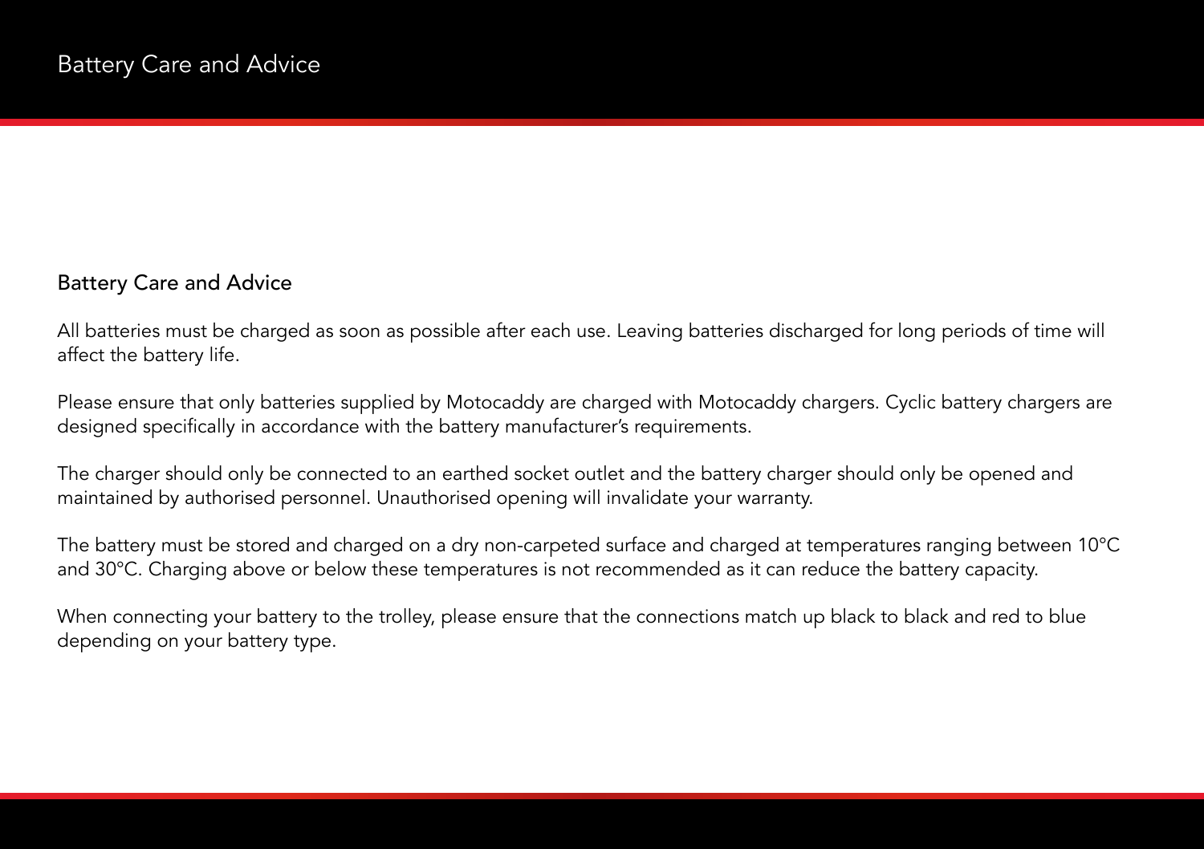# Battery Care and Advice

## Battery Care and Advice

All batteries must be charged as soon as possible after each use. Leaving batteries discharged for long periods of time will affect the battery life.

Please ensure that only batteries supplied by Motocaddy are charged with Motocaddy chargers. Cyclic battery chargers are designed specifically in accordance with the battery manufacturer's requirements.

The charger should only be connected to an earthed socket outlet and the battery charger should only be opened and maintained by authorised personnel. Unauthorised opening will invalidate your warranty.

The battery must be stored and charged on a dry non-carpeted surface and charged at temperatures ranging between 10°C and 30°C. Charging above or below these temperatures is not recommended as it can reduce the battery capacity.

When connecting your battery to the trolley, please ensure that the connections match up black to black and red to blue depending on your battery type.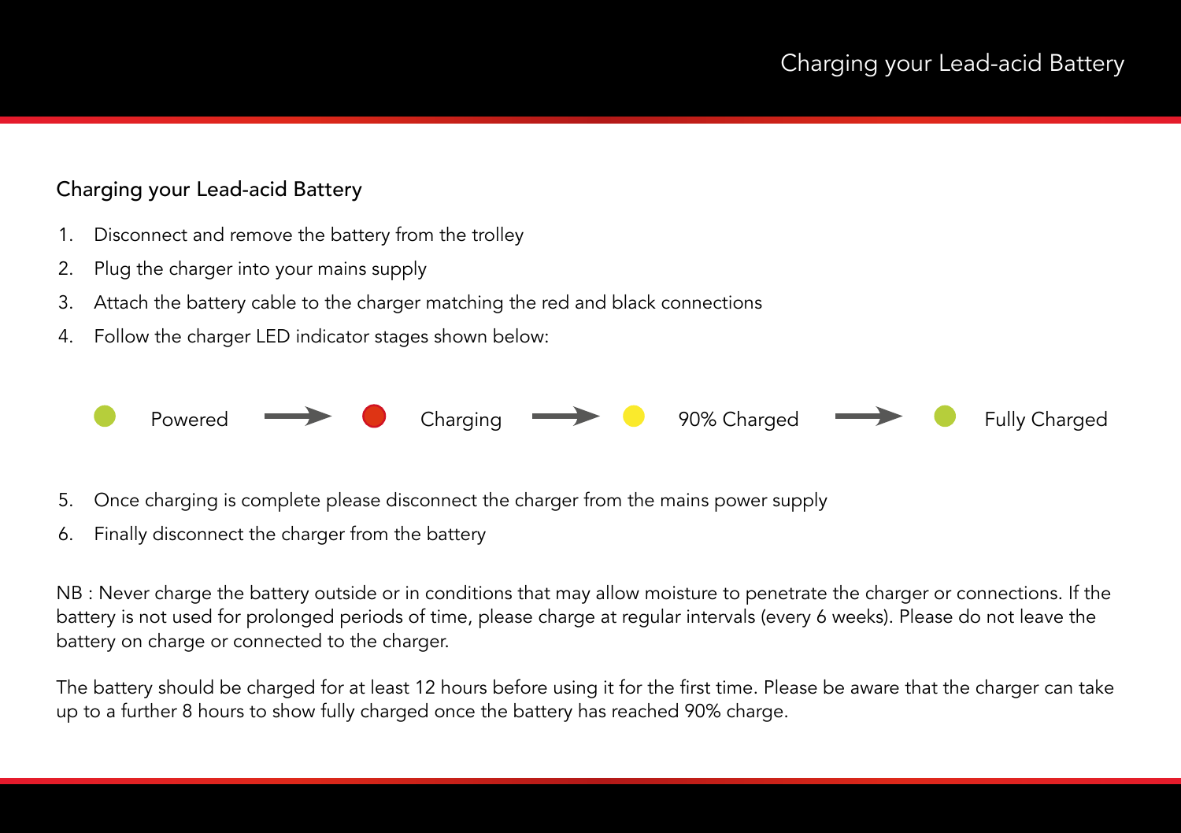## Charging your Lead-acid Battery

1. Disconnect and remove the battery from the trolley
2. Plug the charger into your mains supply
3. Attach the battery cable to the charger matching the red and black connections
4. Follow the charger LED indicator stages shown below:

Powered → Charging → 90% Charged → Fully Charged

5. Once charging is complete please disconnect the charger from the mains power supply
6. Finally disconnect the charger from the battery

NB : Never charge the battery outside or in conditions that may allow moisture to penetrate the charger or connections. If the battery is not used for prolonged periods of time, please charge at regular intervals (every 6 weeks). Please do not leave the battery on charge or connected to the charger.

The battery should be charged for at least 12 hours before using it for the first time. Please be aware that the charger can take up to a further 8 hours to show fully charged once the battery has reached 90% charge.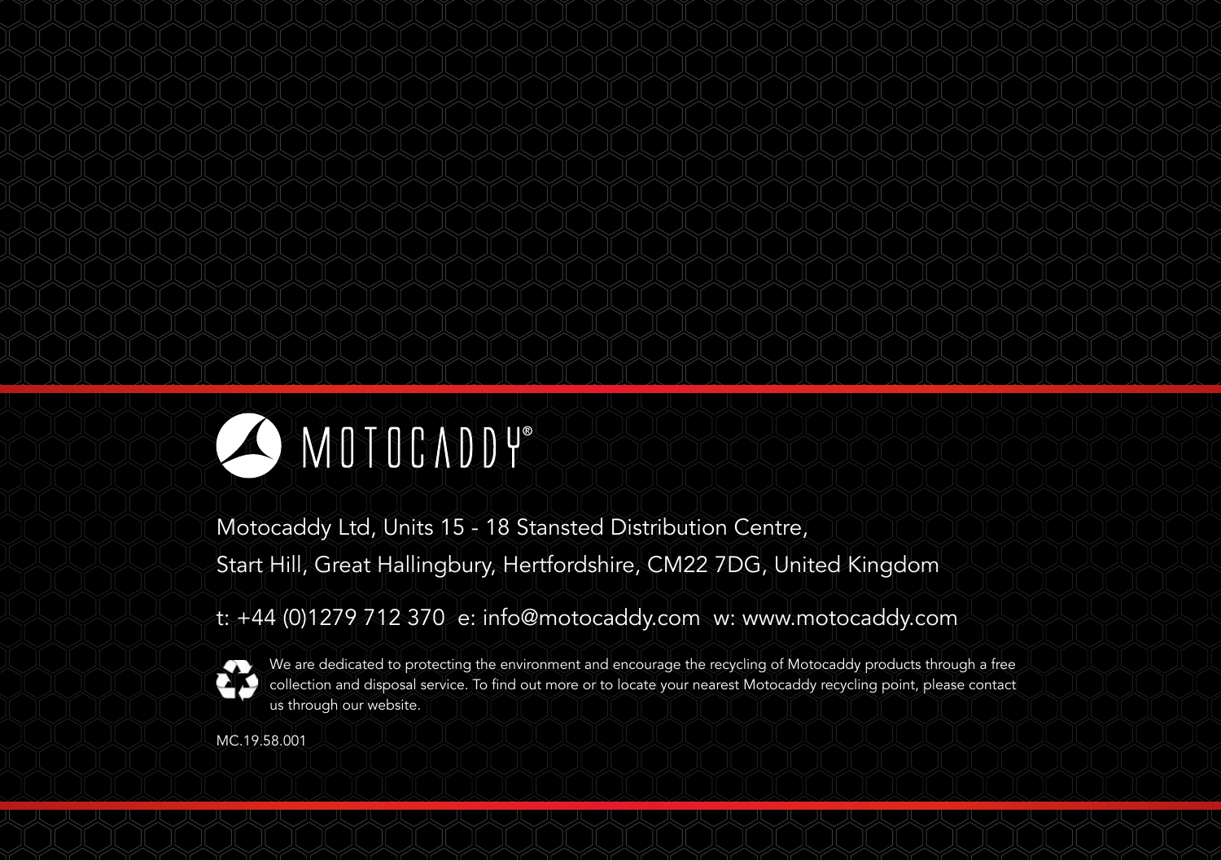MOTOCADDY®

Motocaddy Ltd, Units 15 - 18 Stansted Distribution Centre,
Start Hill, Great Hallingbury, Hertfordshire, CM22 7DG, United Kingdom

t: +44 (0)1279 712 370 e: info@motocaddy.com w: www.motocaddy.com

We are dedicated to protecting the environment and encourage the recycling of Motocaddy products through a free collection and disposal service. To find out more or to locate your nearest Motocaddy recycling point, please contact us through our website.

MC.19.58.001